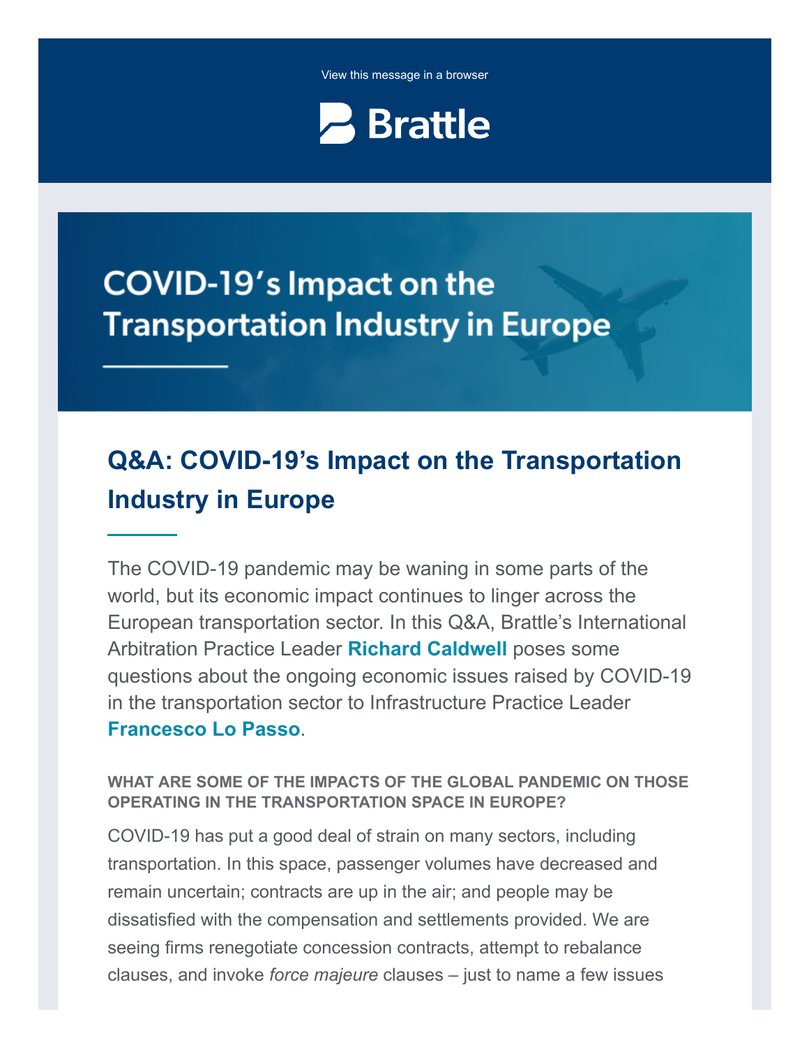View this message in a browser

Brattle

# COVID-19's Impact on the Transportation Industry in Europe

## Q&A: COVID-19's Impact on the Transportation Industry in Europe

The COVID-19 pandemic may be waning in some parts of the world, but its economic impact continues to linger across the European transportation sector. In this Q&A, Brattle's International Arbitration Practice Leader **Richard Caldwell** poses some questions about the ongoing economic issues raised by COVID-19 in the transportation sector to Infrastructure Practice Leader **Francesco Lo Passo**.

#### WHAT ARE SOME OF THE IMPACTS OF THE GLOBAL PANDEMIC ON THOSE OPERATING IN THE TRANSPORTATION SPACE IN EUROPE?

COVID-19 has put a good deal of strain on many sectors, including transportation. In this space, passenger volumes have decreased and remain uncertain; contracts are up in the air; and people may be dissatisfied with the compensation and settlements provided. We are seeing firms renegotiate concession contracts, attempt to rebalance clauses, and invoke *force majeure* clauses – just to name a few issues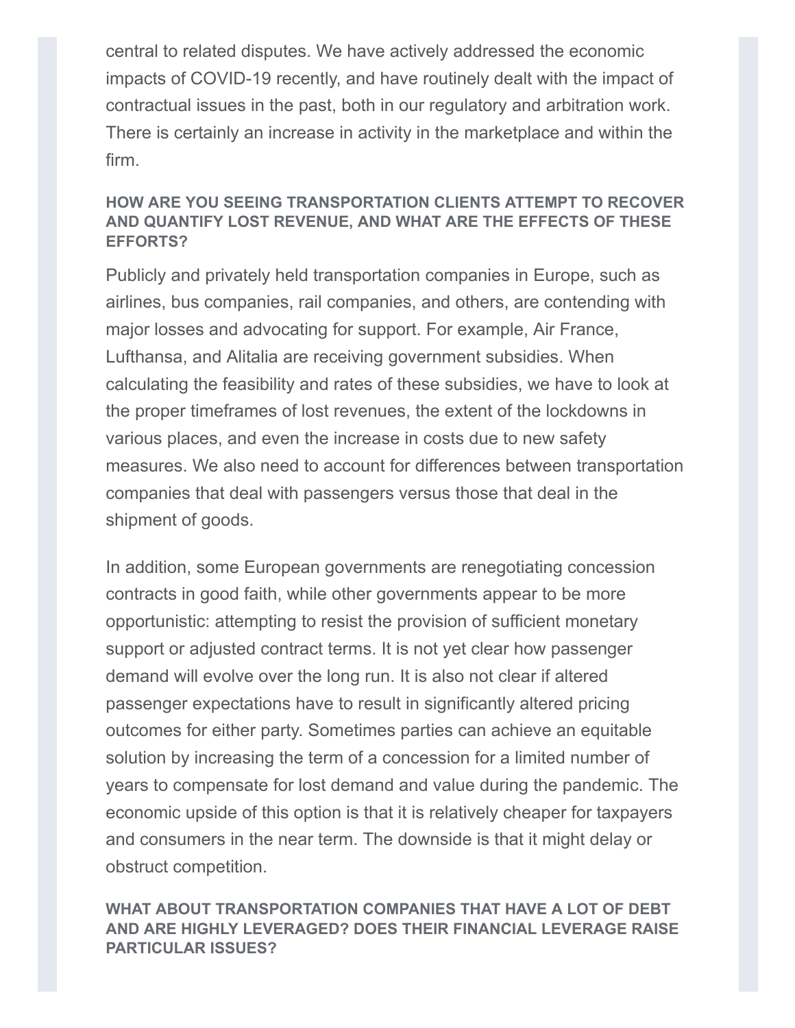central to related disputes. We have actively addressed the economic impacts of COVID-19 recently, and have routinely dealt with the impact of contractual issues in the past, both in our regulatory and arbitration work. There is certainly an increase in activity in the marketplace and within the firm.

#### HOW ARE YOU SEEING TRANSPORTATION CLIENTS ATTEMPT TO RECOVER AND QUANTIFY LOST REVENUE, AND WHAT ARE THE EFFECTS OF THESE EFFORTS?

Publicly and privately held transportation companies in Europe, such as airlines, bus companies, rail companies, and others, are contending with major losses and advocating for support. For example, Air France, Lufthansa, and Alitalia are receiving government subsidies. When calculating the feasibility and rates of these subsidies, we have to look at the proper timeframes of lost revenues, the extent of the lockdowns in various places, and even the increase in costs due to new safety measures. We also need to account for differences between transportation companies that deal with passengers versus those that deal in the shipment of goods.

In addition, some European governments are renegotiating concession contracts in good faith, while other governments appear to be more opportunistic: attempting to resist the provision of sufficient monetary support or adjusted contract terms. It is not yet clear how passenger demand will evolve over the long run. It is also not clear if altered passenger expectations have to result in significantly altered pricing outcomes for either party. Sometimes parties can achieve an equitable solution by increasing the term of a concession for a limited number of years to compensate for lost demand and value during the pandemic. The economic upside of this option is that it is relatively cheaper for taxpayers and consumers in the near term. The downside is that it might delay or obstruct competition.

#### WHAT ABOUT TRANSPORTATION COMPANIES THAT HAVE A LOT OF DEBT AND ARE HIGHLY LEVERAGED? DOES THEIR FINANCIAL LEVERAGE RAISE PARTICULAR ISSUES?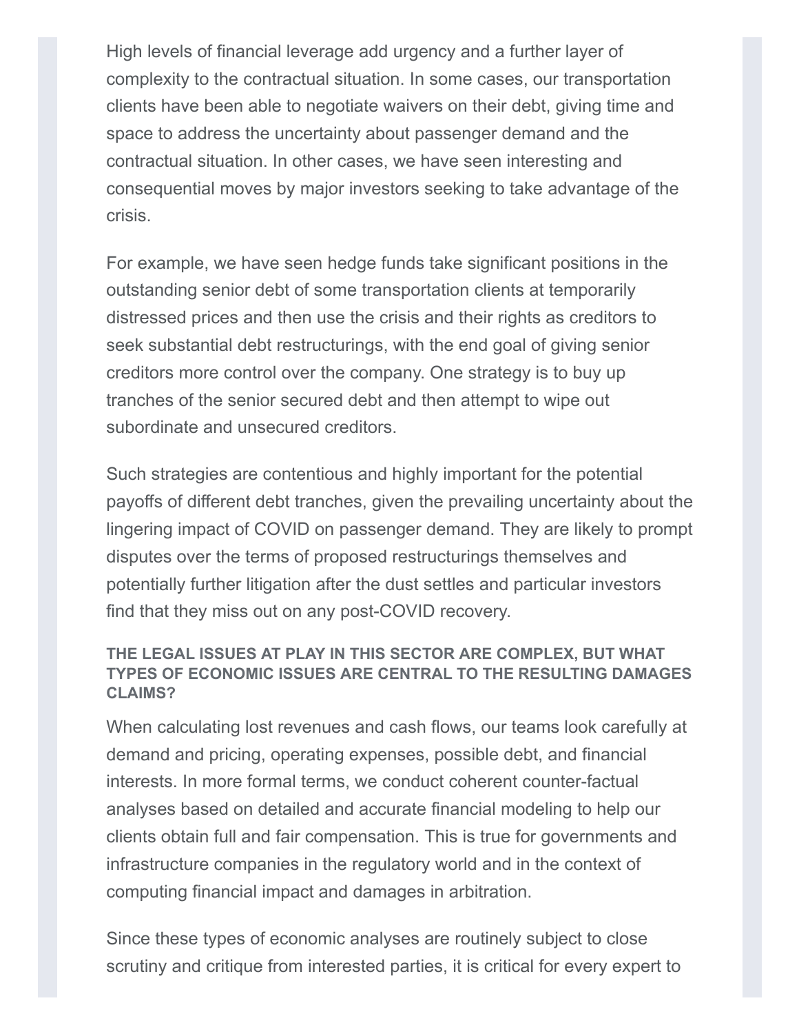High levels of financial leverage add urgency and a further layer of complexity to the contractual situation. In some cases, our transportation clients have been able to negotiate waivers on their debt, giving time and space to address the uncertainty about passenger demand and the contractual situation. In other cases, we have seen interesting and consequential moves by major investors seeking to take advantage of the crisis.

For example, we have seen hedge funds take significant positions in the outstanding senior debt of some transportation clients at temporarily distressed prices and then use the crisis and their rights as creditors to seek substantial debt restructurings, with the end goal of giving senior creditors more control over the company. One strategy is to buy up tranches of the senior secured debt and then attempt to wipe out subordinate and unsecured creditors.

Such strategies are contentious and highly important for the potential payoffs of different debt tranches, given the prevailing uncertainty about the lingering impact of COVID on passenger demand. They are likely to prompt disputes over the terms of proposed restructurings themselves and potentially further litigation after the dust settles and particular investors find that they miss out on any post-COVID recovery.

### THE LEGAL ISSUES AT PLAY IN THIS SECTOR ARE COMPLEX, BUT WHAT TYPES OF ECONOMIC ISSUES ARE CENTRAL TO THE RESULTING DAMAGES CLAIMS?

When calculating lost revenues and cash flows, our teams look carefully at demand and pricing, operating expenses, possible debt, and financial interests. In more formal terms, we conduct coherent counter-factual analyses based on detailed and accurate financial modeling to help our clients obtain full and fair compensation. This is true for governments and infrastructure companies in the regulatory world and in the context of computing financial impact and damages in arbitration.

Since these types of economic analyses are routinely subject to close scrutiny and critique from interested parties, it is critical for every expert to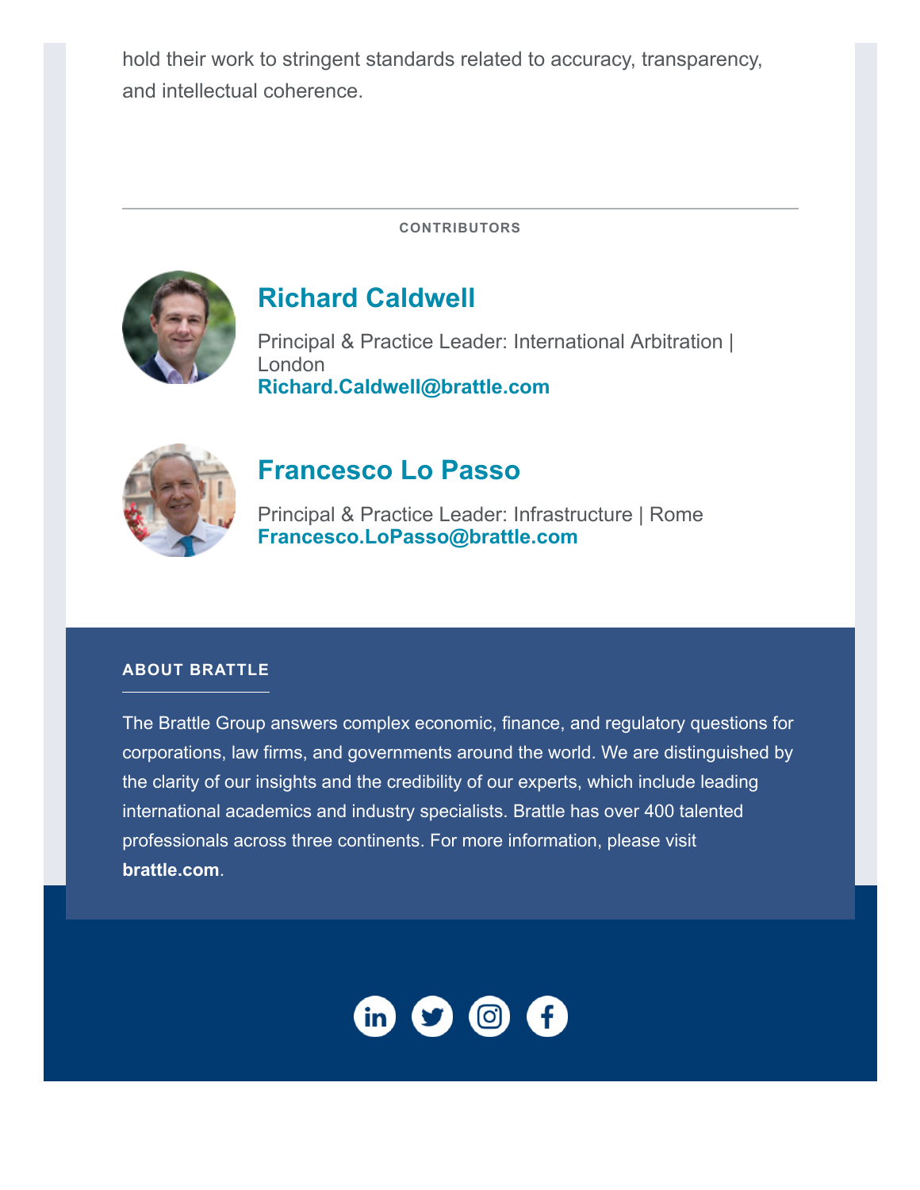hold their work to stringent standards related to accuracy, transparency, and intellectual coherence.

---

**CONTRIBUTORS**

## Richard Caldwell

Principal & Practice Leader: International Arbitration | London
**Richard.Caldwell@brattle.com**

## Francesco Lo Passo

Principal & Practice Leader: Infrastructure | Rome
**Francesco.LoPasso@brattle.com**

**ABOUT BRATTLE**

The Brattle Group answers complex economic, finance, and regulatory questions for corporations, law firms, and governments around the world. We are distinguished by the clarity of our insights and the credibility of our experts, which include leading international academics and industry specialists. Brattle has over 400 talented professionals across three continents. For more information, please visit **brattle.com**.